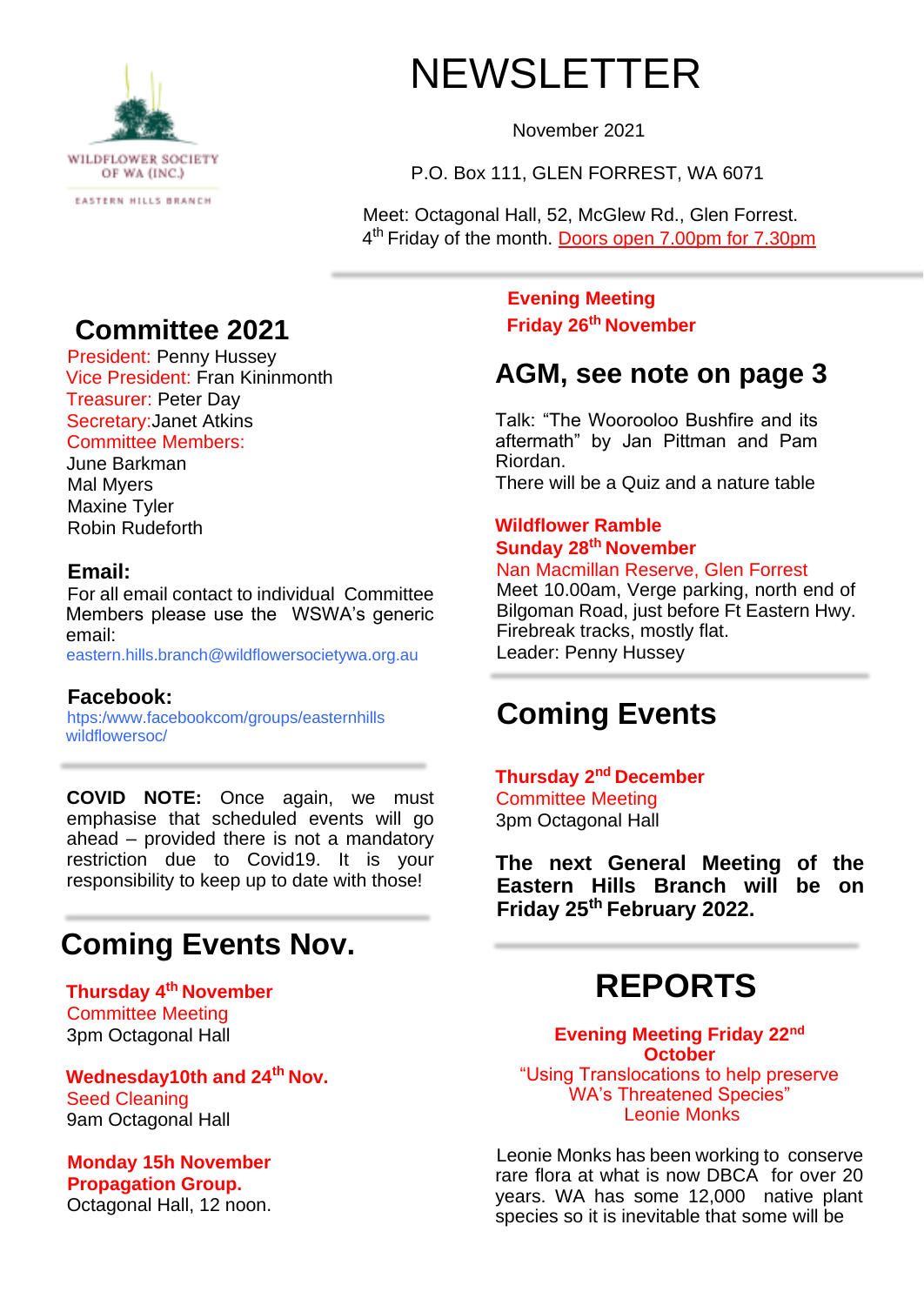WILDFLOWER SOCIETY OF WA (INC.)

EASTERN HILLS BRANCH

# NEWSLETTER

November 2021

P.O. Box 111, GLEN FORREST, WA 6071

Meet: Octagonal Hall, 52, McGlew Rd., Glen Forrest.
4th Friday of the month. Doors open 7.00pm for 7.30pm

## Committee 2021

President: Penny Hussey
Vice President: Fran Kininmonth
Treasurer: Peter Day
Secretary: Janet Atkins
Committee Members:
June Barkman
Mal Myers
Maxine Tyler
Robin Rudeforth

### Email:

For all email contact to individual Committee Members please use the WSWA's generic email:
eastern.hills.branch@wildflowersocietywa.org.au

### Facebook:

htps:/www.facebookcom/groups/easternhills wildflowersoc/

**COVID NOTE:** Once again, we must emphasise that scheduled events will go ahead – provided there is not a mandatory restriction due to Covid19. It is your responsibility to keep up to date with those!

## Coming Events Nov.

**Thursday 4th November**
Committee Meeting
3pm Octagonal Hall

**Wednesday10th and 24th Nov.**
Seed Cleaning
9am Octagonal Hall

**Monday 15h November**
**Propagation Group.**
Octagonal Hall, 12 noon.

**Evening Meeting**
**Friday 26th November**

## AGM, see note on page 3

Talk: "The Woorooloo Bushfire and its aftermath" by Jan Pittman and Pam Riordan.
There will be a Quiz and a nature table

**Wildflower Ramble**
**Sunday 28th November**
Nan Macmillan Reserve, Glen Forrest
Meet 10.00am, Verge parking, north end of Bilgoman Road, just before Ft Eastern Hwy.
Firebreak tracks, mostly flat.
Leader: Penny Hussey

## Coming Events

**Thursday 2nd December**
Committee Meeting
3pm Octagonal Hall

**The next General Meeting of the Eastern Hills Branch will be on Friday 25th February 2022.**

## REPORTS

**Evening Meeting Friday 22nd October**
"Using Translocations to help preserve WA's Threatened Species"
Leonie Monks

Leonie Monks has been working to conserve rare flora at what is now DBCA for over 20 years. WA has some 12,000 native plant species so it is inevitable that some will be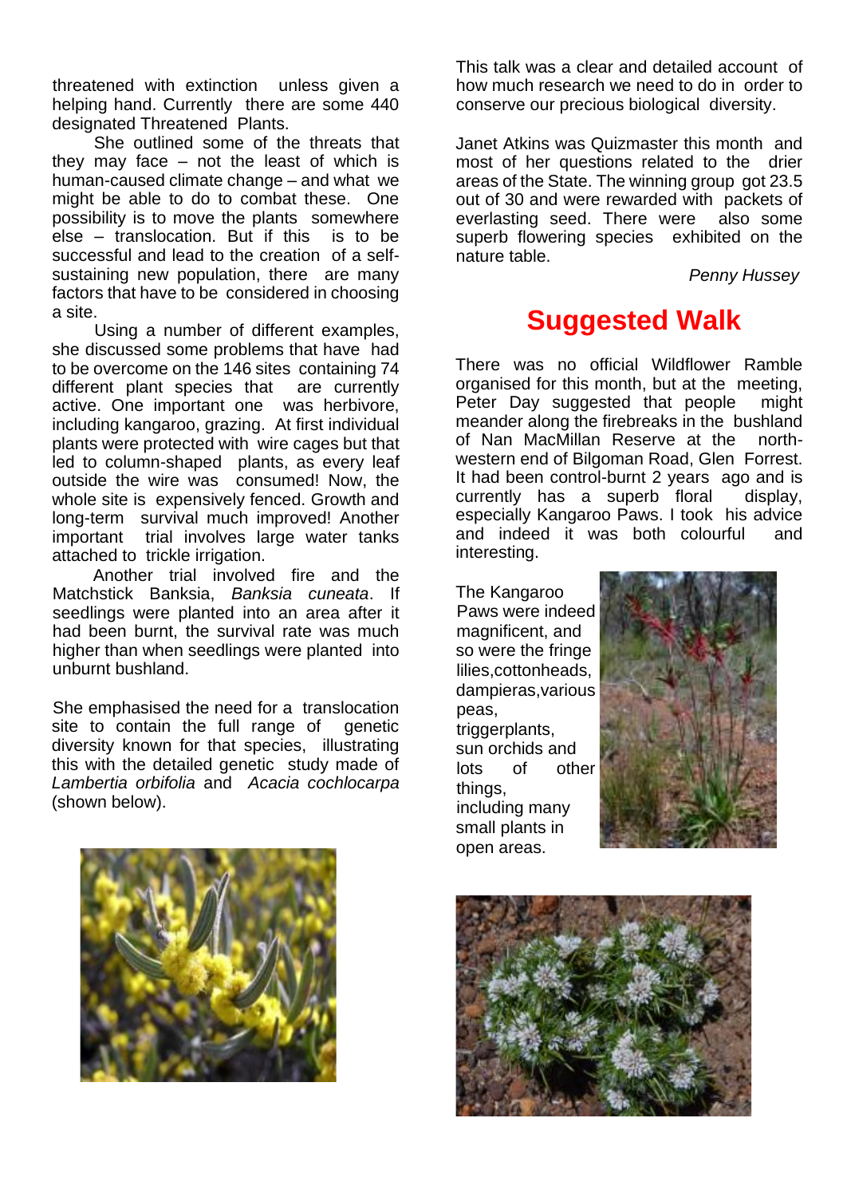threatened with extinction unless given a helping hand. Currently there are some 440 designated Threatened Plants.

She outlined some of the threats that they may face – not the least of which is human-caused climate change – and what we might be able to do to combat these. One possibility is to move the plants somewhere else – translocation. But if this is to be successful and lead to the creation of a self-sustaining new population, there are many factors that have to be considered in choosing a site.

Using a number of different examples, she discussed some problems that have had to be overcome on the 146 sites containing 74 different plant species that are currently active. One important one was herbivore, including kangaroo, grazing. At first individual plants were protected with wire cages but that led to column-shaped plants, as every leaf outside the wire was consumed! Now, the whole site is expensively fenced. Growth and long-term survival much improved! Another important trial involves large water tanks attached to trickle irrigation.

Another trial involved fire and the Matchstick Banksia, *Banksia cuneata*. If seedlings were planted into an area after it had been burnt, the survival rate was much higher than when seedlings were planted into unburnt bushland.

She emphasised the need for a translocation site to contain the full range of genetic diversity known for that species, illustrating this with the detailed genetic study made of *Lambertia orbifolia* and *Acacia cochlocarpa* (shown below).

This talk was a clear and detailed account of how much research we need to do in order to conserve our precious biological diversity.

Janet Atkins was Quizmaster this month and most of her questions related to the drier areas of the State. The winning group got 23.5 out of 30 and were rewarded with packets of everlasting seed. There were also some superb flowering species exhibited on the nature table.

*Penny Hussey*

## Suggested Walk

There was no official Wildflower Ramble organised for this month, but at the meeting, Peter Day suggested that people might meander along the firebreaks in the bushland of Nan MacMillan Reserve at the north-western end of Bilgoman Road, Glen Forrest. It had been control-burnt 2 years ago and is currently has a superb floral display, especially Kangaroo Paws. I took his advice and indeed it was both colourful and interesting.

The Kangaroo Paws were indeed magnificent, and so were the fringe lilies,cottonheads, dampieras,various peas, triggerplants, sun orchids and lots of other things, including many small plants in open areas.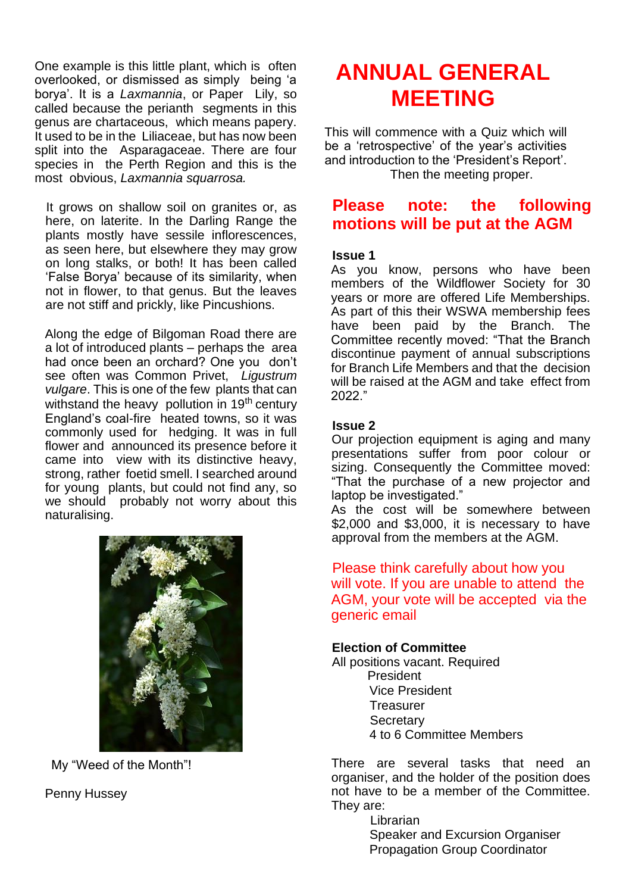One example is this little plant, which is often overlooked, or dismissed as simply being 'a borya'. It is a *Laxmannia*, or Paper Lily, so called because the perianth segments in this genus are chartaceous, which means papery. It used to be in the Liliaceae, but has now been split into the Asparagaceae. There are four species in the Perth Region and this is the most obvious, *Laxmannia squarrosa.*

It grows on shallow soil on granites or, as here, on laterite. In the Darling Range the plants mostly have sessile inflorescences, as seen here, but elsewhere they may grow on long stalks, or both! It has been called 'False Borya' because of its similarity, when not in flower, to that genus. But the leaves are not stiff and prickly, like Pincushions.

Along the edge of Bilgoman Road there are a lot of introduced plants – perhaps the area had once been an orchard? One you don't see often was Common Privet, *Ligustrum vulgare*. This is one of the few plants that can withstand the heavy pollution in 19th century England's coal-fire heated towns, so it was commonly used for hedging. It was in full flower and announced its presence before it came into view with its distinctive heavy, strong, rather foetid smell. I searched around for young plants, but could not find any, so we should probably not worry about this naturalising.

My "Weed of the Month"!

Penny Hussey

# ANNUAL GENERAL MEETING

This will commence with a Quiz which will be a 'retrospective' of the year's activities and introduction to the 'President's Report'. Then the meeting proper.

## Please note: the following motions will be put at the AGM

**Issue 1**

As you know, persons who have been members of the Wildflower Society for 30 years or more are offered Life Memberships. As part of this their WSWA membership fees have been paid by the Branch. The Committee recently moved: "That the Branch discontinue payment of annual subscriptions for Branch Life Members and that the decision will be raised at the AGM and take effect from 2022."

**Issue 2**

Our projection equipment is aging and many presentations suffer from poor colour or sizing. Consequently the Committee moved: "That the purchase of a new projector and laptop be investigated."

As the cost will be somewhere between $2,000 and $3,000, it is necessary to have approval from the members at the AGM.

Please think carefully about how you will vote. If you are unable to attend the AGM, your vote will be accepted via the generic email

**Election of Committee**

All positions vacant. Required

- President
- Vice President
- Treasurer
- Secretary
- 4 to 6 Committee Members

There are several tasks that need an organiser, and the holder of the position does not have to be a member of the Committee. They are:

- Librarian
- Speaker and Excursion Organiser
- Propagation Group Coordinator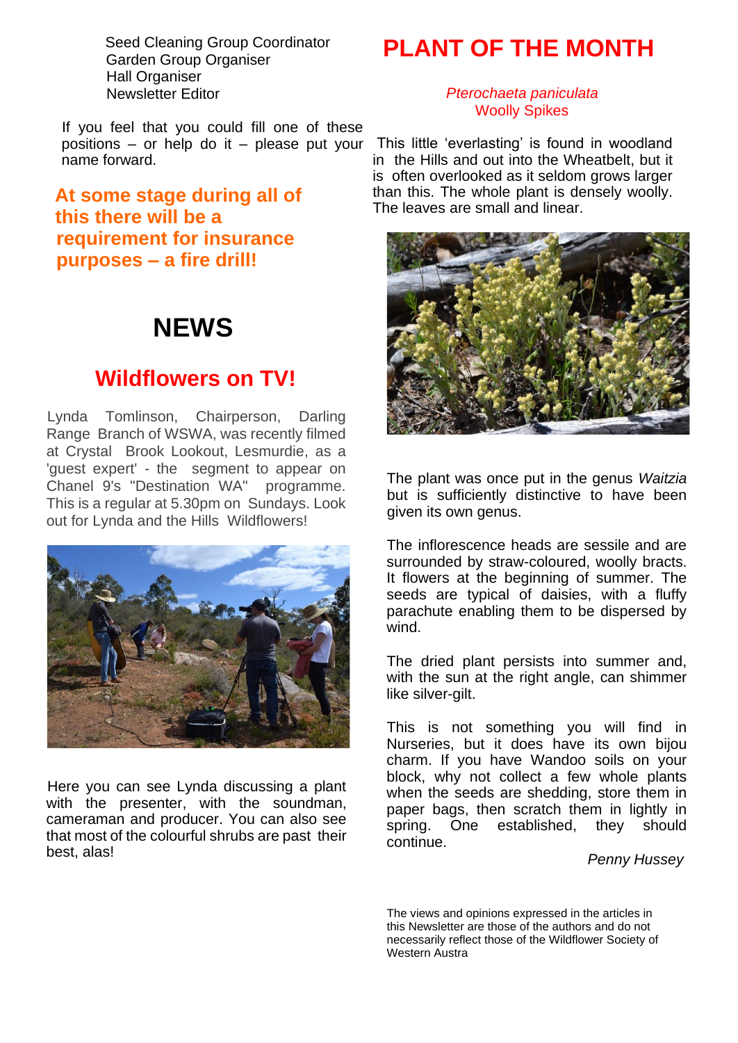Seed Cleaning Group Coordinator
Garden Group Organiser
Hall Organiser
Newsletter Editor

If you feel that you could fill one of these positions – or help do it – please put your name forward.

**At some stage during all of this there will be a requirement for insurance purposes – a fire drill!**

# NEWS

## Wildflowers on TV!

Lynda Tomlinson, Chairperson, Darling Range Branch of WSWA, was recently filmed at Crystal Brook Lookout, Lesmurdie, as a 'guest expert' - the segment to appear on Chanel 9's "Destination WA" programme. This is a regular at 5.30pm on Sundays. Look out for Lynda and the Hills Wildflowers!

Here you can see Lynda discussing a plant with the presenter, with the soundman, cameraman and producer. You can also see that most of the colourful shrubs are past their best, alas!

# PLANT OF THE MONTH

*Pterochaeta paniculata*
Woolly Spikes

This little 'everlasting' is found in woodland in the Hills and out into the Wheatbelt, but it is often overlooked as it seldom grows larger than this. The whole plant is densely woolly. The leaves are small and linear.

The plant was once put in the genus *Waitzia* but is sufficiently distinctive to have been given its own genus.

The inflorescence heads are sessile and are surrounded by straw-coloured, woolly bracts. It flowers at the beginning of summer. The seeds are typical of daisies, with a fluffy parachute enabling them to be dispersed by wind.

The dried plant persists into summer and, with the sun at the right angle, can shimmer like silver-gilt.

This is not something you will find in Nurseries, but it does have its own bijou charm. If you have Wandoo soils on your block, why not collect a few whole plants when the seeds are shedding, store them in paper bags, then scratch them in lightly in spring. One established, they should continue.

*Penny Hussey*

The views and opinions expressed in the articles in this Newsletter are those of the authors and do not necessarily reflect those of the Wildflower Society of Western Austra